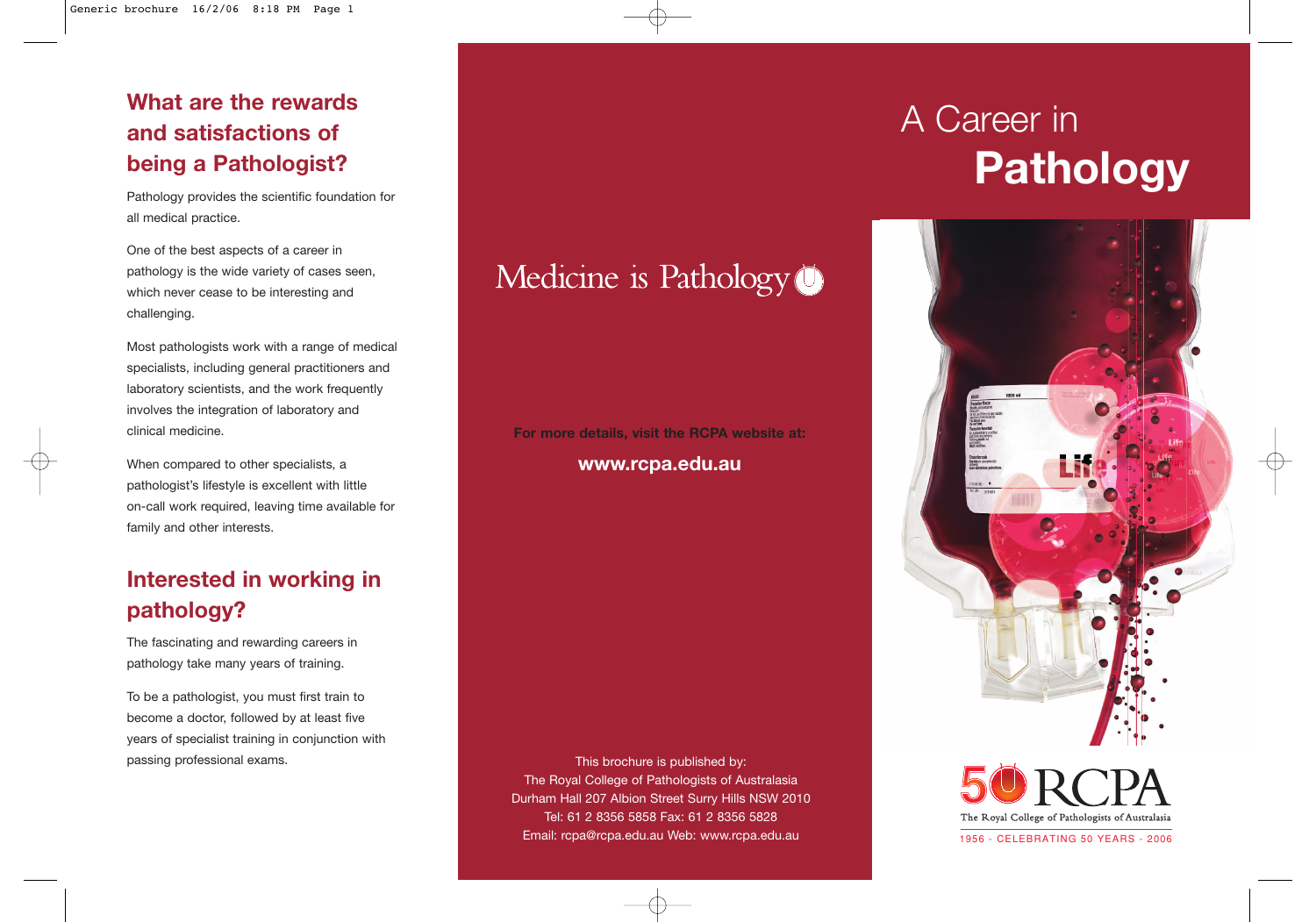## What are the rewards and satisfactions of being a Pathologist?

Pathology provides the scientific foundation for all medical practice.

One of the best aspects of a career in pathology is the wide variety of cases seen, which never cease to be interesting and challenging.

Most pathologists work with a range of medical specialists, including general practitioners and laboratory scientists, and the work frequently involves the integration of laboratory and clinical medicine.

When compared to other specialists, a pathologist's lifestyle is excellent with little on-call work required, leaving time available for family and other interests.

## Interested in working in pathology?

The fascinating and rewarding careers in pathology take many years of training.

To be a pathologist, you must first train to become a doctor, followed by at least five years of specialist training in conjunction with passing professional exams.

Medicine is Pathology

**For more details, visit the RCPA website at:**

**www.rcpa.edu.au**

This brochure is published by:
The Royal College of Pathologists of Australasia
Durham Hall 207 Albion Street Surry Hills NSW 2010
Tel: 61 2 8356 5858 Fax: 61 2 8356 5828
Email: rcpa@rcpa.edu.au Web: www.rcpa.edu.au

# A Career in **Pathology**

50 RCPA
The Royal College of Pathologists of Australasia
1956 • CELEBRATING 50 YEARS • 2006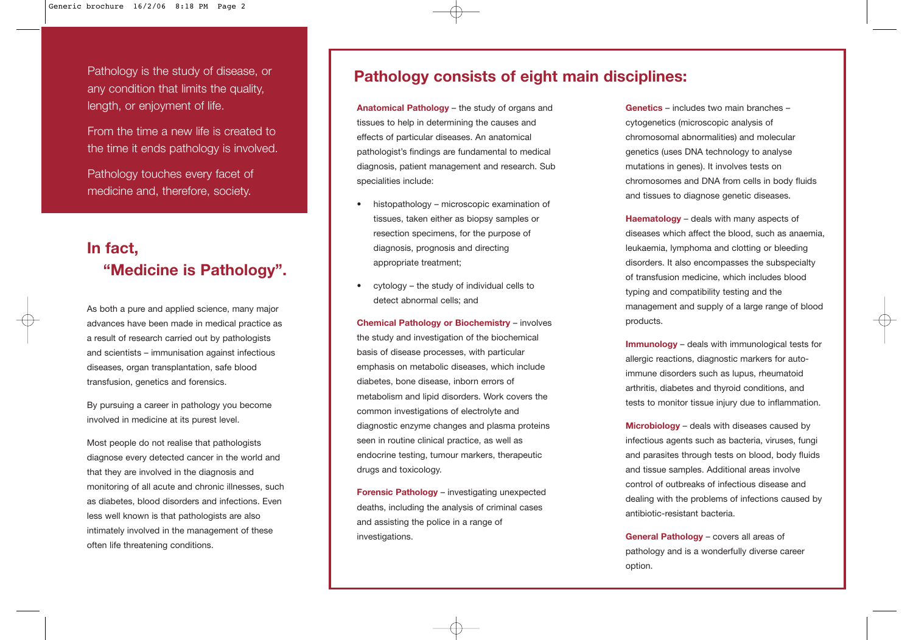Pathology is the study of disease, or any condition that limits the quality, length, or enjoyment of life.

From the time a new life is created to the time it ends pathology is involved.

Pathology touches every facet of medicine and, therefore, society.

## In fact, "Medicine is Pathology".

As both a pure and applied science, many major advances have been made in medical practice as a result of research carried out by pathologists and scientists – immunisation against infectious diseases, organ transplantation, safe blood transfusion, genetics and forensics.

By pursuing a career in pathology you become involved in medicine at its purest level.

Most people do not realise that pathologists diagnose every detected cancer in the world and that they are involved in the diagnosis and monitoring of all acute and chronic illnesses, such as diabetes, blood disorders and infections. Even less well known is that pathologists are also intimately involved in the management of these often life threatening conditions.

## Pathology consists of eight main disciplines:

**Anatomical Pathology** – the study of organs and tissues to help in determining the causes and effects of particular diseases. An anatomical pathologist's findings are fundamental to medical diagnosis, patient management and research. Sub specialities include:

- histopathology – microscopic examination of tissues, taken either as biopsy samples or resection specimens, for the purpose of diagnosis, prognosis and directing appropriate treatment;
- cytology – the study of individual cells to detect abnormal cells; and

**Chemical Pathology or Biochemistry** – involves the study and investigation of the biochemical basis of disease processes, with particular emphasis on metabolic diseases, which include diabetes, bone disease, inborn errors of metabolism and lipid disorders. Work covers the common investigations of electrolyte and diagnostic enzyme changes and plasma proteins seen in routine clinical practice, as well as endocrine testing, tumour markers, therapeutic drugs and toxicology.

**Forensic Pathology** – investigating unexpected deaths, including the analysis of criminal cases and assisting the police in a range of investigations.

**Genetics** – includes two main branches – cytogenetics (microscopic analysis of chromosomal abnormalities) and molecular genetics (uses DNA technology to analyse mutations in genes). It involves tests on chromosomes and DNA from cells in body fluids and tissues to diagnose genetic diseases.

**Haematology** – deals with many aspects of diseases which affect the blood, such as anaemia, leukaemia, lymphoma and clotting or bleeding disorders. It also encompasses the subspecialty of transfusion medicine, which includes blood typing and compatibility testing and the management and supply of a large range of blood products.

**Immunology** – deals with immunological tests for allergic reactions, diagnostic markers for auto-immune disorders such as lupus, rheumatoid arthritis, diabetes and thyroid conditions, and tests to monitor tissue injury due to inflammation.

**Microbiology** – deals with diseases caused by infectious agents such as bacteria, viruses, fungi and parasites through tests on blood, body fluids and tissue samples. Additional areas involve control of outbreaks of infectious disease and dealing with the problems of infections caused by antibiotic-resistant bacteria.

**General Pathology** – covers all areas of pathology and is a wonderfully diverse career option.